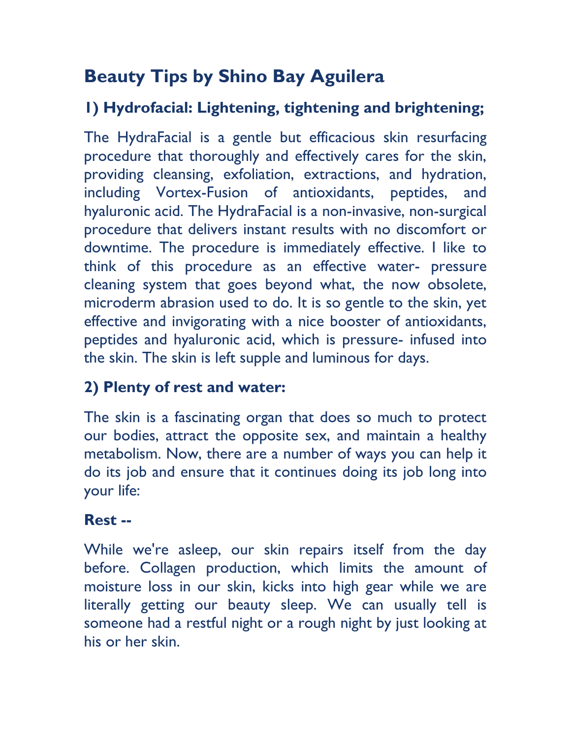# Beauty Tips by Shino Bay Aguilera

## 1) Hydrofacial: Lightening, tightening and brightening;

The HydraFacial is a gentle but efficacious skin resurfacing procedure that thoroughly and effectively cares for the skin, providing cleansing, exfoliation, extractions, and hydration, including Vortex-Fusion of antioxidants, peptides, and hyaluronic acid. The HydraFacial is a non-invasive, non-surgical procedure that delivers instant results with no discomfort or downtime. The procedure is immediately effective. I like to think of this procedure as an effective water- pressure cleaning system that goes beyond what, the now obsolete, microderm abrasion used to do. It is so gentle to the skin, yet effective and invigorating with a nice booster of antioxidants, peptides and hyaluronic acid, which is pressure- infused into the skin. The skin is left supple and luminous for days.

## 2) Plenty of rest and water:

The skin is a fascinating organ that does so much to protect our bodies, attract the opposite sex, and maintain a healthy metabolism. Now, there are a number of ways you can help it do its job and ensure that it continues doing its job long into your life:

### Rest --

While we're asleep, our skin repairs itself from the day before. Collagen production, which limits the amount of moisture loss in our skin, kicks into high gear while we are literally getting our beauty sleep. We can usually tell is someone had a restful night or a rough night by just looking at his or her skin.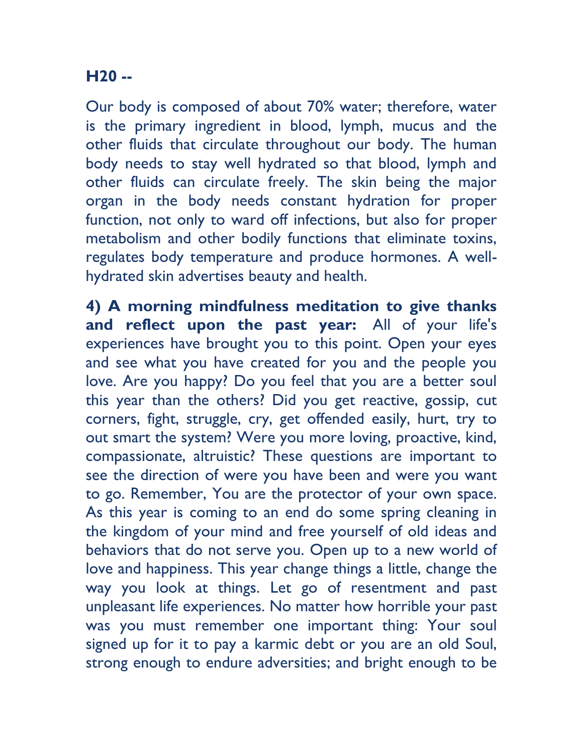**H20 --**

Our body is composed of about 70% water; therefore, water is the primary ingredient in blood, lymph, mucus and the other fluids that circulate throughout our body. The human body needs to stay well hydrated so that blood, lymph and other fluids can circulate freely. The skin being the major organ in the body needs constant hydration for proper function, not only to ward off infections, but also for proper metabolism and other bodily functions that eliminate toxins, regulates body temperature and produce hormones. A well-hydrated skin advertises beauty and health.

**4) A morning mindfulness meditation to give thanks and reflect upon the past year:** All of your life's experiences have brought you to this point. Open your eyes and see what you have created for you and the people you love. Are you happy? Do you feel that you are a better soul this year than the others? Did you get reactive, gossip, cut corners, fight, struggle, cry, get offended easily, hurt, try to out smart the system? Were you more loving, proactive, kind, compassionate, altruistic? These questions are important to see the direction of were you have been and were you want to go. Remember, You are the protector of your own space. As this year is coming to an end do some spring cleaning in the kingdom of your mind and free yourself of old ideas and behaviors that do not serve you. Open up to a new world of love and happiness. This year change things a little, change the way you look at things. Let go of resentment and past unpleasant life experiences. No matter how horrible your past was you must remember one important thing: Your soul signed up for it to pay a karmic debt or you are an old Soul, strong enough to endure adversities; and bright enough to be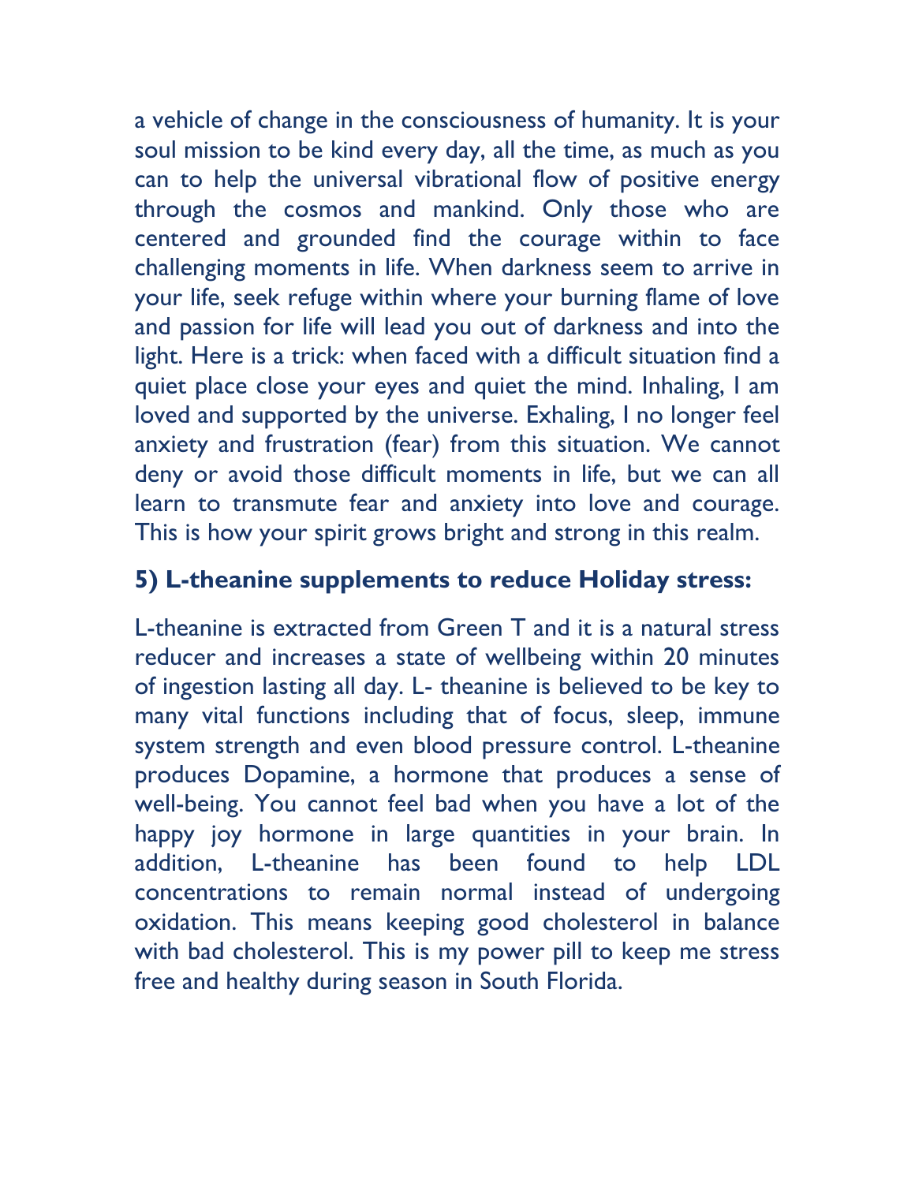a vehicle of change in the consciousness of humanity. It is your soul mission to be kind every day, all the time, as much as you can to help the universal vibrational flow of positive energy through the cosmos and mankind. Only those who are centered and grounded find the courage within to face challenging moments in life. When darkness seem to arrive in your life, seek refuge within where your burning flame of love and passion for life will lead you out of darkness and into the light. Here is a trick: when faced with a difficult situation find a quiet place close your eyes and quiet the mind. Inhaling, I am loved and supported by the universe. Exhaling, I no longer feel anxiety and frustration (fear) from this situation. We cannot deny or avoid those difficult moments in life, but we can all learn to transmute fear and anxiety into love and courage. This is how your spirit grows bright and strong in this realm.

### 5) L-theanine supplements to reduce Holiday stress:

L-theanine is extracted from Green T and it is a natural stress reducer and increases a state of wellbeing within 20 minutes of ingestion lasting all day. L- theanine is believed to be key to many vital functions including that of focus, sleep, immune system strength and even blood pressure control. L-theanine produces Dopamine, a hormone that produces a sense of well-being. You cannot feel bad when you have a lot of the happy joy hormone in large quantities in your brain. In addition, L-theanine has been found to help LDL concentrations to remain normal instead of undergoing oxidation. This means keeping good cholesterol in balance with bad cholesterol. This is my power pill to keep me stress free and healthy during season in South Florida.